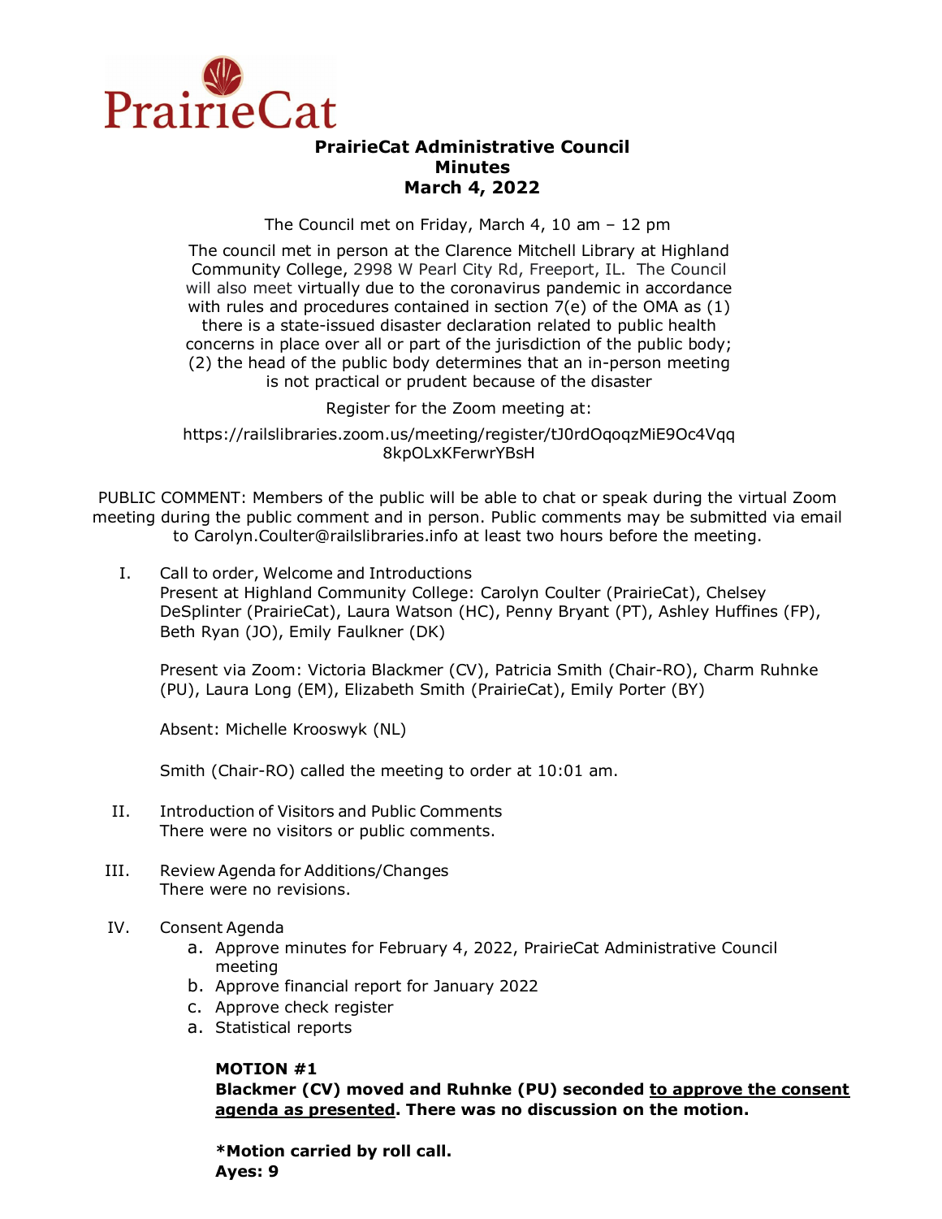PrairieCat

# PrairieCat Administrative Council
## Minutes
## March 4, 2022

The Council met on Friday, March 4, 10 am – 12 pm

The council met in person at the Clarence Mitchell Library at Highland Community College, 2998 W Pearl City Rd, Freeport, IL. The Council will also meet virtually due to the coronavirus pandemic in accordance with rules and procedures contained in section 7(e) of the OMA as (1) there is a state-issued disaster declaration related to public health concerns in place over all or part of the jurisdiction of the public body; (2) the head of the public body determines that an in-person meeting is not practical or prudent because of the disaster

Register for the Zoom meeting at:

https://railslibraries.zoom.us/meeting/register/tJ0rdOqoqzMiE9Oc4Vqq8kpOLxKFerwrYBsH

PUBLIC COMMENT: Members of the public will be able to chat or speak during the virtual Zoom meeting during the public comment and in person. Public comments may be submitted via email to Carolyn.Coulter@railslibraries.info at least two hours before the meeting.

I. Call to order, Welcome and Introductions
Present at Highland Community College: Carolyn Coulter (PrairieCat), Chelsey DeSplinter (PrairieCat), Laura Watson (HC), Penny Bryant (PT), Ashley Huffines (FP), Beth Ryan (JO), Emily Faulkner (DK)

Present via Zoom: Victoria Blackmer (CV), Patricia Smith (Chair-RO), Charm Ruhnke (PU), Laura Long (EM), Elizabeth Smith (PrairieCat), Emily Porter (BY)

Absent: Michelle Krooswyk (NL)

Smith (Chair-RO) called the meeting to order at 10:01 am.

II. Introduction of Visitors and Public Comments
There were no visitors or public comments.

III. Review Agenda for Additions/Changes
There were no revisions.

IV. Consent Agenda
   a. Approve minutes for February 4, 2022, PrairieCat Administrative Council meeting
   b. Approve financial report for January 2022
   c. Approve check register
   a. Statistical reports

**MOTION #1**
**Blackmer (CV) moved and Ruhnke (PU) seconded <u>to approve the consent agenda as presented</u>. There was no discussion on the motion.**

**\*Motion carried by roll call.**
**Ayes: 9**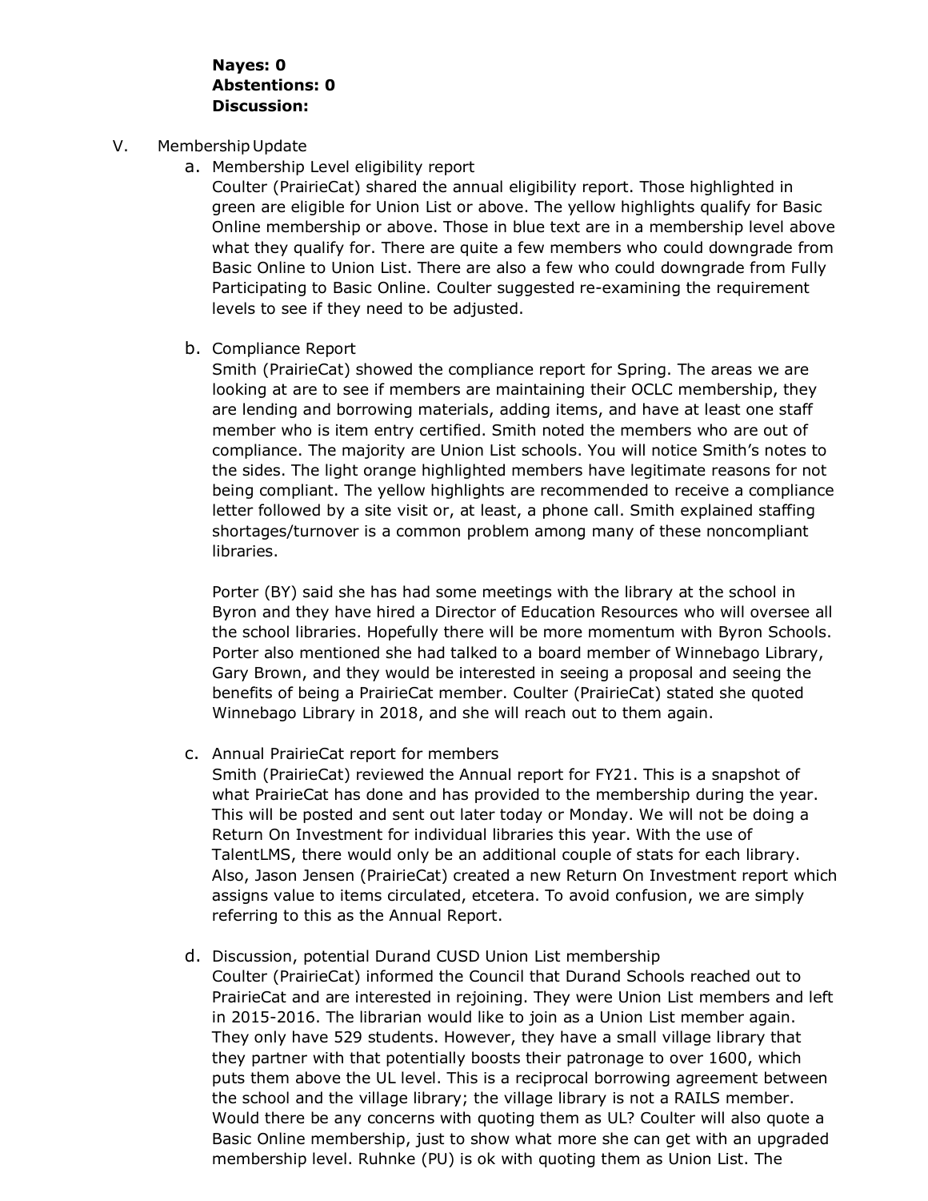**Nayes: 0**
**Abstentions: 0**
**Discussion:**

V. Membership Update

a. Membership Level eligibility report
Coulter (PrairieCat) shared the annual eligibility report. Those highlighted in green are eligible for Union List or above. The yellow highlights qualify for Basic Online membership or above. Those in blue text are in a membership level above what they qualify for. There are quite a few members who could downgrade from Basic Online to Union List. There are also a few who could downgrade from Fully Participating to Basic Online. Coulter suggested re-examining the requirement levels to see if they need to be adjusted.

b. Compliance Report
Smith (PrairieCat) showed the compliance report for Spring. The areas we are looking at are to see if members are maintaining their OCLC membership, they are lending and borrowing materials, adding items, and have at least one staff member who is item entry certified. Smith noted the members who are out of compliance. The majority are Union List schools. You will notice Smith's notes to the sides. The light orange highlighted members have legitimate reasons for not being compliant. The yellow highlights are recommended to receive a compliance letter followed by a site visit or, at least, a phone call. Smith explained staffing shortages/turnover is a common problem among many of these noncompliant libraries.

Porter (BY) said she has had some meetings with the library at the school in Byron and they have hired a Director of Education Resources who will oversee all the school libraries. Hopefully there will be more momentum with Byron Schools. Porter also mentioned she had talked to a board member of Winnebago Library, Gary Brown, and they would be interested in seeing a proposal and seeing the benefits of being a PrairieCat member. Coulter (PrairieCat) stated she quoted Winnebago Library in 2018, and she will reach out to them again.

c. Annual PrairieCat report for members
Smith (PrairieCat) reviewed the Annual report for FY21. This is a snapshot of what PrairieCat has done and has provided to the membership during the year. This will be posted and sent out later today or Monday. We will not be doing a Return On Investment for individual libraries this year. With the use of TalentLMS, there would only be an additional couple of stats for each library. Also, Jason Jensen (PrairieCat) created a new Return On Investment report which assigns value to items circulated, etcetera. To avoid confusion, we are simply referring to this as the Annual Report.

d. Discussion, potential Durand CUSD Union List membership
Coulter (PrairieCat) informed the Council that Durand Schools reached out to PrairieCat and are interested in rejoining. They were Union List members and left in 2015-2016. The librarian would like to join as a Union List member again. They only have 529 students. However, they have a small village library that they partner with that potentially boosts their patronage to over 1600, which puts them above the UL level. This is a reciprocal borrowing agreement between the school and the village library; the village library is not a RAILS member. Would there be any concerns with quoting them as UL? Coulter will also quote a Basic Online membership, just to show what more she can get with an upgraded membership level. Ruhnke (PU) is ok with quoting them as Union List. The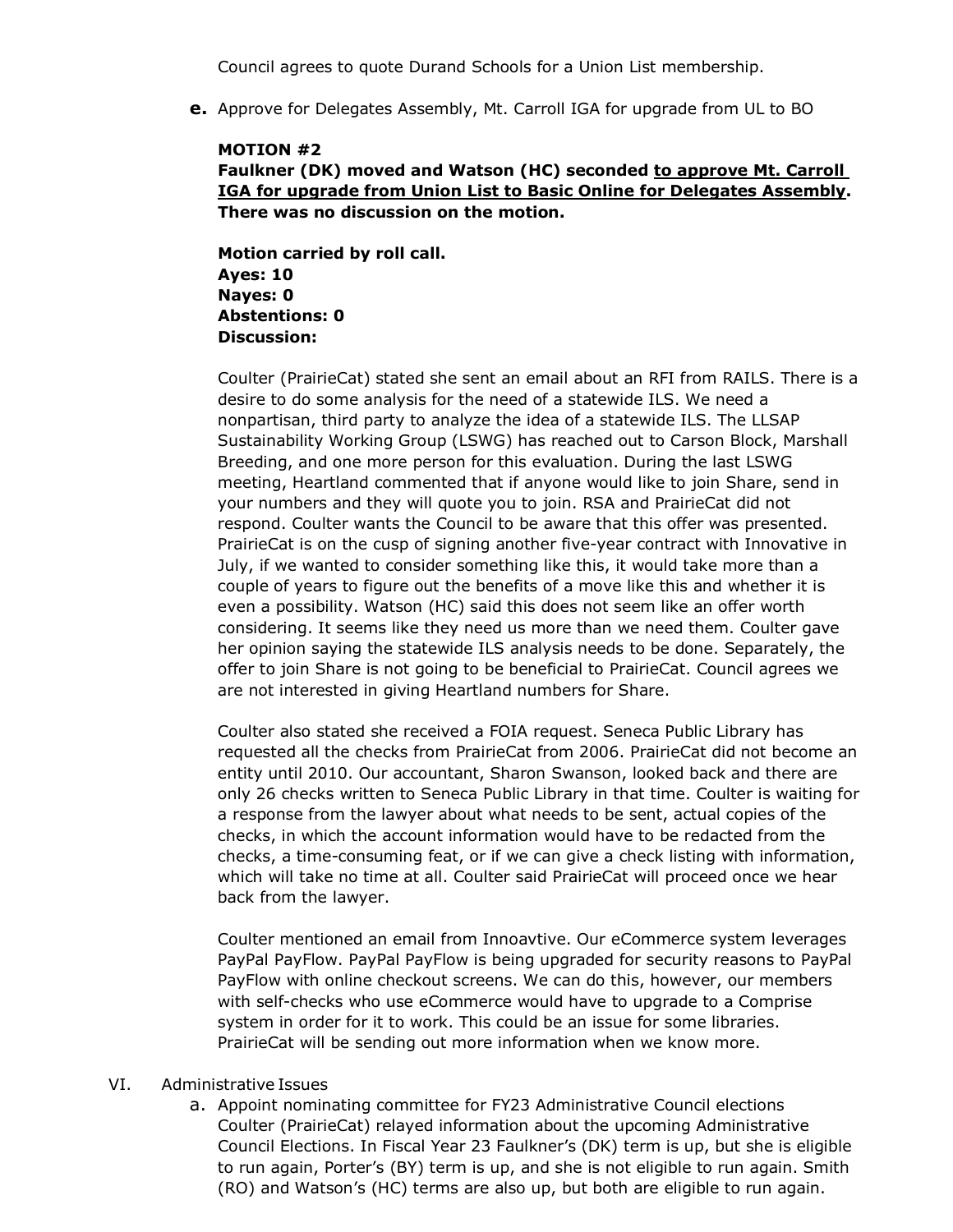Council agrees to quote Durand Schools for a Union List membership.

**e.** Approve for Delegates Assembly, Mt. Carroll IGA for upgrade from UL to BO

**MOTION #2**
**Faulkner (DK) moved and Watson (HC) seconded <u>to approve Mt. Carroll IGA for upgrade from Union List to Basic Online for Delegates Assembly</u>. There was no discussion on the motion.**

**Motion carried by roll call.**
**Ayes: 10**
**Nayes: 0**
**Abstentions: 0**
**Discussion:**

Coulter (PrairieCat) stated she sent an email about an RFI from RAILS. There is a desire to do some analysis for the need of a statewide ILS. We need a nonpartisan, third party to analyze the idea of a statewide ILS. The LLSAP Sustainability Working Group (LSWG) has reached out to Carson Block, Marshall Breeding, and one more person for this evaluation. During the last LSWG meeting, Heartland commented that if anyone would like to join Share, send in your numbers and they will quote you to join. RSA and PrairieCat did not respond. Coulter wants the Council to be aware that this offer was presented. PrairieCat is on the cusp of signing another five-year contract with Innovative in July, if we wanted to consider something like this, it would take more than a couple of years to figure out the benefits of a move like this and whether it is even a possibility. Watson (HC) said this does not seem like an offer worth considering. It seems like they need us more than we need them. Coulter gave her opinion saying the statewide ILS analysis needs to be done. Separately, the offer to join Share is not going to be beneficial to PrairieCat. Council agrees we are not interested in giving Heartland numbers for Share.

Coulter also stated she received a FOIA request. Seneca Public Library has requested all the checks from PrairieCat from 2006. PrairieCat did not become an entity until 2010. Our accountant, Sharon Swanson, looked back and there are only 26 checks written to Seneca Public Library in that time. Coulter is waiting for a response from the lawyer about what needs to be sent, actual copies of the checks, in which the account information would have to be redacted from the checks, a time-consuming feat, or if we can give a check listing with information, which will take no time at all. Coulter said PrairieCat will proceed once we hear back from the lawyer.

Coulter mentioned an email from Innoavtive. Our eCommerce system leverages PayPal PayFlow. PayPal PayFlow is being upgraded for security reasons to PayPal PayFlow with online checkout screens. We can do this, however, our members with self-checks who use eCommerce would have to upgrade to a Comprise system in order for it to work. This could be an issue for some libraries. PrairieCat will be sending out more information when we know more.

VI. Administrative Issues

a. Appoint nominating committee for FY23 Administrative Council elections
Coulter (PrairieCat) relayed information about the upcoming Administrative Council Elections. In Fiscal Year 23 Faulkner's (DK) term is up, but she is eligible to run again, Porter's (BY) term is up, and she is not eligible to run again. Smith (RO) and Watson's (HC) terms are also up, but both are eligible to run again.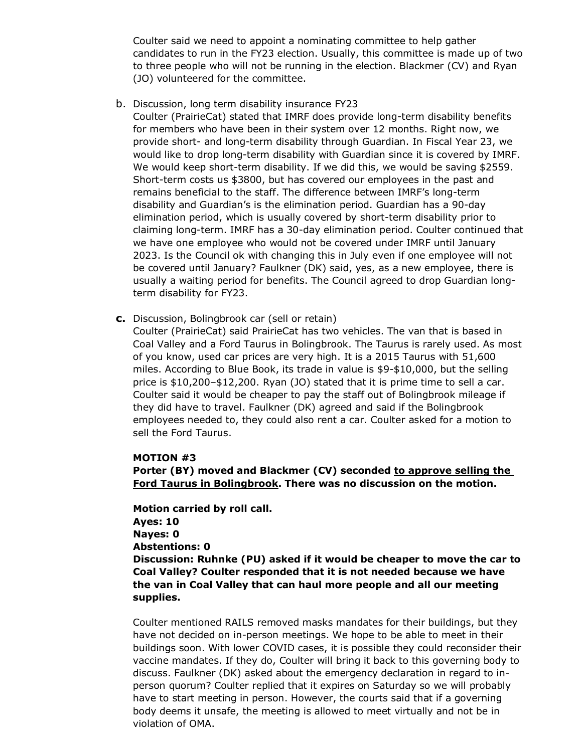Coulter said we need to appoint a nominating committee to help gather candidates to run in the FY23 election. Usually, this committee is made up of two to three people who will not be running in the election. Blackmer (CV) and Ryan (JO) volunteered for the committee.

b. Discussion, long term disability insurance FY23

Coulter (PrairieCat) stated that IMRF does provide long-term disability benefits for members who have been in their system over 12 months. Right now, we provide short- and long-term disability through Guardian. In Fiscal Year 23, we would like to drop long-term disability with Guardian since it is covered by IMRF. We would keep short-term disability. If we did this, we would be saving $2559. Short-term costs us $3800, but has covered our employees in the past and remains beneficial to the staff. The difference between IMRF's long-term disability and Guardian's is the elimination period. Guardian has a 90-day elimination period, which is usually covered by short-term disability prior to claiming long-term. IMRF has a 30-day elimination period. Coulter continued that we have one employee who would not be covered under IMRF until January 2023. Is the Council ok with changing this in July even if one employee will not be covered until January? Faulkner (DK) said, yes, as a new employee, there is usually a waiting period for benefits. The Council agreed to drop Guardian long-term disability for FY23.

**c.** Discussion, Bolingbrook car (sell or retain)

Coulter (PrairieCat) said PrairieCat has two vehicles. The van that is based in Coal Valley and a Ford Taurus in Bolingbrook. The Taurus is rarely used. As most of you know, used car prices are very high. It is a 2015 Taurus with 51,600 miles. According to Blue Book, its trade in value is $9-$10,000, but the selling price is $10,200–$12,200. Ryan (JO) stated that it is prime time to sell a car. Coulter said it would be cheaper to pay the staff out of Bolingbrook mileage if they did have to travel. Faulkner (DK) agreed and said if the Bolingbrook employees needed to, they could also rent a car. Coulter asked for a motion to sell the Ford Taurus.

**MOTION #3**
**Porter (BY) moved and Blackmer (CV) seconded <u>to approve selling the Ford Taurus in Bolingbrook</u>. There was no discussion on the motion.**

**Motion carried by roll call.**
**Ayes: 10**
**Nayes: 0**
**Abstentions: 0**
**Discussion: Ruhnke (PU) asked if it would be cheaper to move the car to Coal Valley? Coulter responded that it is not needed because we have the van in Coal Valley that can haul more people and all our meeting supplies.**

Coulter mentioned RAILS removed masks mandates for their buildings, but they have not decided on in-person meetings. We hope to be able to meet in their buildings soon. With lower COVID cases, it is possible they could reconsider their vaccine mandates. If they do, Coulter will bring it back to this governing body to discuss. Faulkner (DK) asked about the emergency declaration in regard to in-person quorum? Coulter replied that it expires on Saturday so we will probably have to start meeting in person. However, the courts said that if a governing body deems it unsafe, the meeting is allowed to meet virtually and not be in violation of OMA.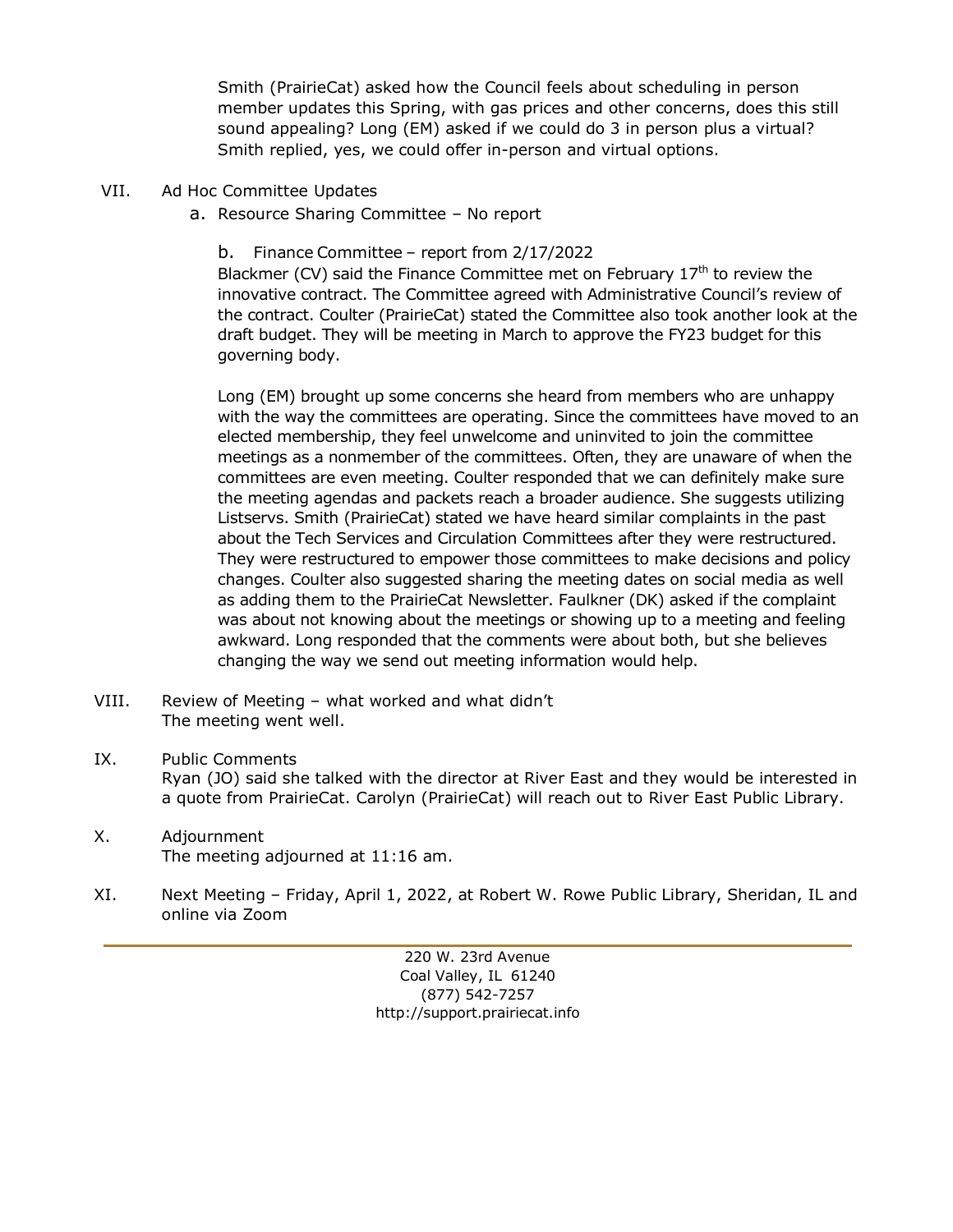Smith (PrairieCat) asked how the Council feels about scheduling in person member updates this Spring, with gas prices and other concerns, does this still sound appealing? Long (EM) asked if we could do 3 in person plus a virtual? Smith replied, yes, we could offer in-person and virtual options.

VII. Ad Hoc Committee Updates

a. Resource Sharing Committee – No report

b. Finance Committee – report from 2/17/2022

Blackmer (CV) said the Finance Committee met on February 17th to review the innovative contract. The Committee agreed with Administrative Council's review of the contract. Coulter (PrairieCat) stated the Committee also took another look at the draft budget. They will be meeting in March to approve the FY23 budget for this governing body.

Long (EM) brought up some concerns she heard from members who are unhappy with the way the committees are operating. Since the committees have moved to an elected membership, they feel unwelcome and uninvited to join the committee meetings as a nonmember of the committees. Often, they are unaware of when the committees are even meeting. Coulter responded that we can definitely make sure the meeting agendas and packets reach a broader audience. She suggests utilizing Listservs. Smith (PrairieCat) stated we have heard similar complaints in the past about the Tech Services and Circulation Committees after they were restructured. They were restructured to empower those committees to make decisions and policy changes. Coulter also suggested sharing the meeting dates on social media as well as adding them to the PrairieCat Newsletter. Faulkner (DK) asked if the complaint was about not knowing about the meetings or showing up to a meeting and feeling awkward. Long responded that the comments were about both, but she believes changing the way we send out meeting information would help.

VIII. Review of Meeting – what worked and what didn't

The meeting went well.

IX. Public Comments

Ryan (JO) said she talked with the director at River East and they would be interested in a quote from PrairieCat. Carolyn (PrairieCat) will reach out to River East Public Library.

X. Adjournment

The meeting adjourned at 11:16 am.

XI. Next Meeting – Friday, April 1, 2022, at Robert W. Rowe Public Library, Sheridan, IL and online via Zoom

220 W. 23rd Avenue
Coal Valley, IL 61240
(877) 542-7257
http://support.prairiecat.info